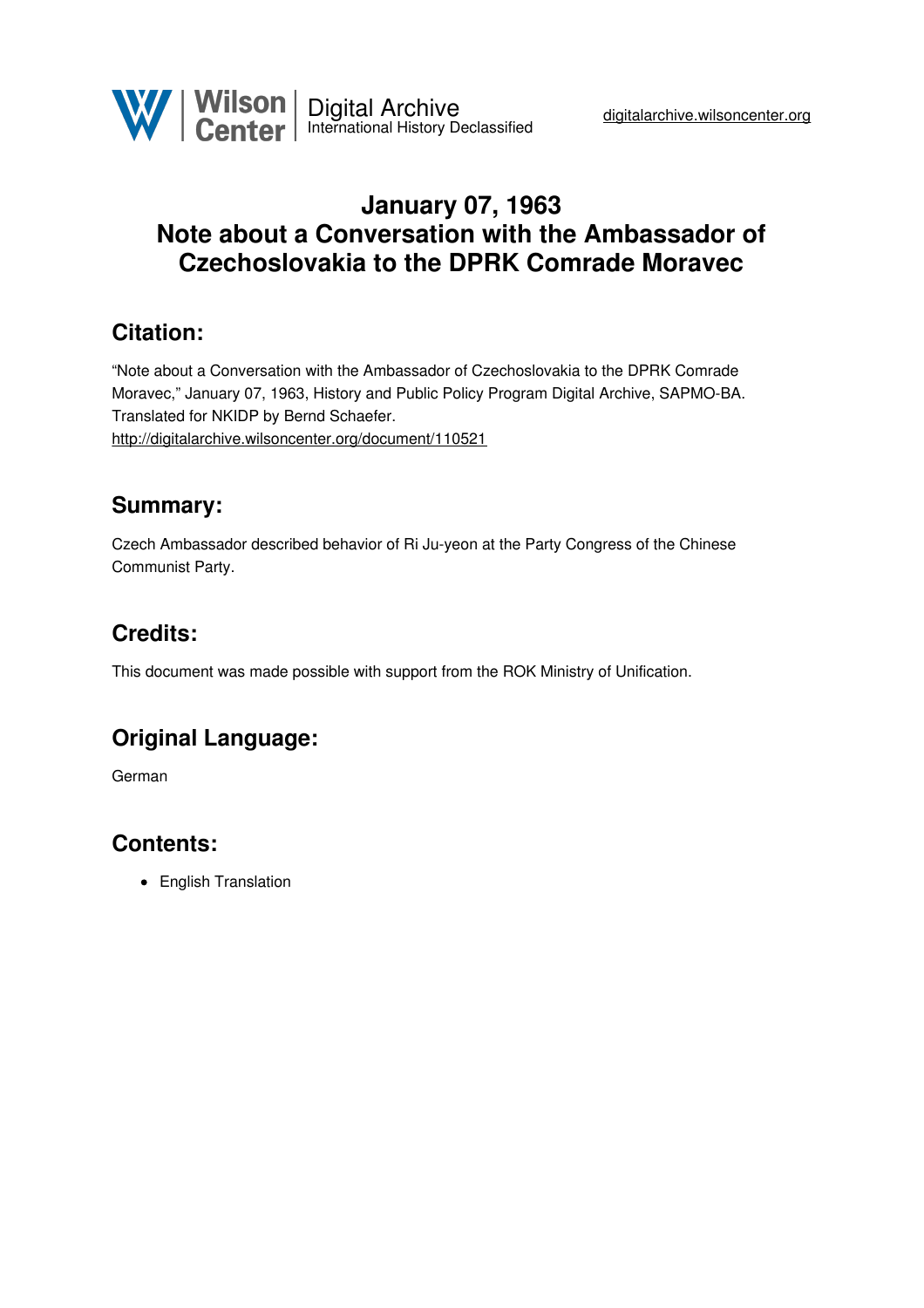# January 07, 1963
# Note about a Conversation with the Ambassador of Czechoslovakia to the DPRK Comrade Moravec

## Citation:

"Note about a Conversation with the Ambassador of Czechoslovakia to the DPRK Comrade Moravec," January 07, 1963, History and Public Policy Program Digital Archive, SAPMO-BA. Translated for NKIDP by Bernd Schaefer.
http://digitalarchive.wilsoncenter.org/document/110521

## Summary:

Czech Ambassador described behavior of Ri Ju-yeon at the Party Congress of the Chinese Communist Party.

## Credits:

This document was made possible with support from the ROK Ministry of Unification.

## Original Language:

German

## Contents:

- English Translation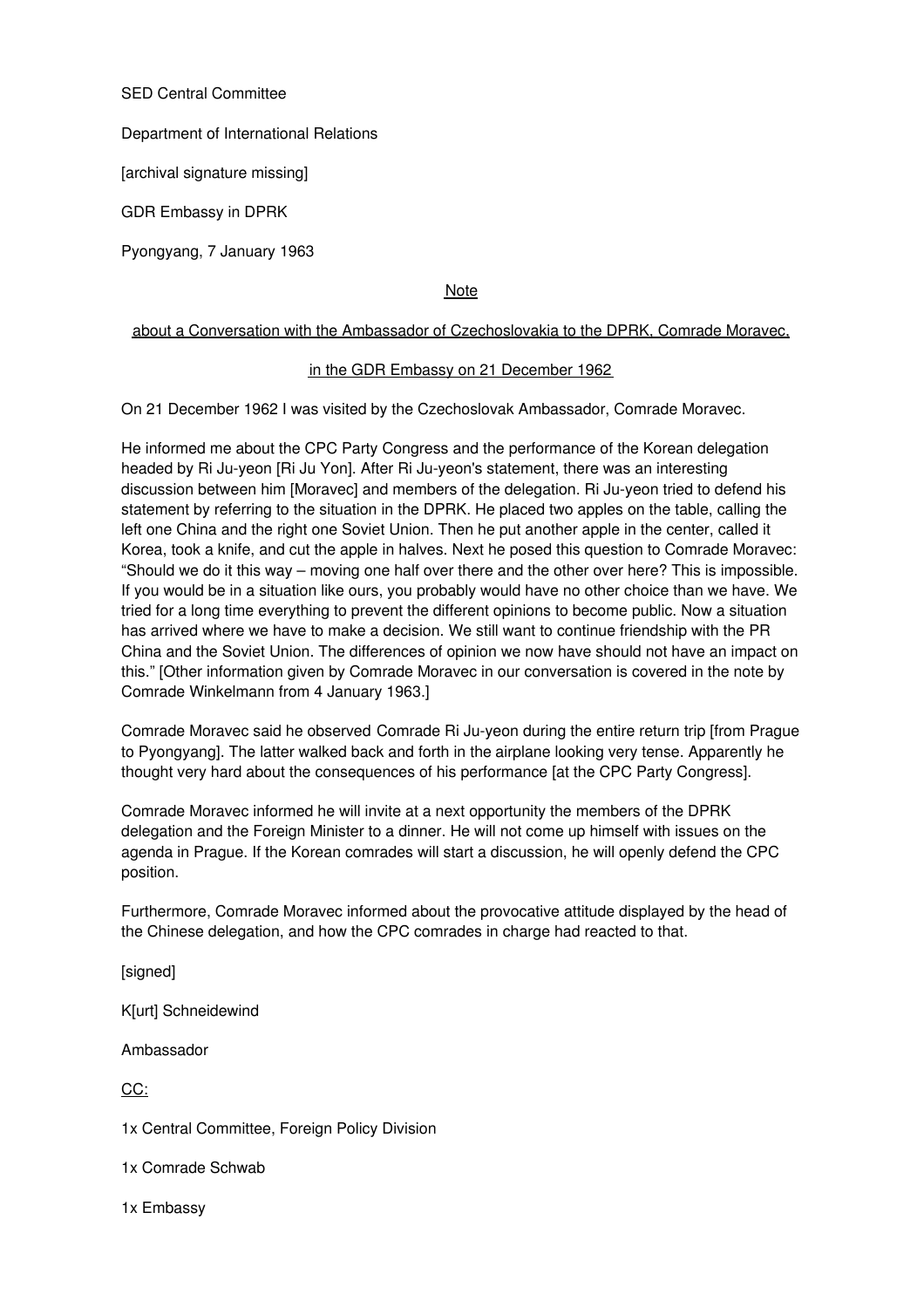SED Central Committee

Department of International Relations

[archival signature missing]

GDR Embassy in DPRK

Pyongyang, 7 January 1963

<u>Note</u>

<u>about a Conversation with the Ambassador of Czechoslovakia to the DPRK, Comrade Moravec,</u>

<u>in the GDR Embassy on 21 December 1962</u>

On 21 December 1962 I was visited by the Czechoslovak Ambassador, Comrade Moravec.

He informed me about the CPC Party Congress and the performance of the Korean delegation headed by Ri Ju-yeon [Ri Ju Yon]. After Ri Ju-yeon's statement, there was an interesting discussion between him [Moravec] and members of the delegation. Ri Ju-yeon tried to defend his statement by referring to the situation in the DPRK. He placed two apples on the table, calling the left one China and the right one Soviet Union. Then he put another apple in the center, called it Korea, took a knife, and cut the apple in halves. Next he posed this question to Comrade Moravec: "Should we do it this way – moving one half over there and the other over here? This is impossible. If you would be in a situation like ours, you probably would have no other choice than we have. We tried for a long time everything to prevent the different opinions to become public. Now a situation has arrived where we have to make a decision. We still want to continue friendship with the PR China and the Soviet Union. The differences of opinion we now have should not have an impact on this." [Other information given by Comrade Moravec in our conversation is covered in the note by Comrade Winkelmann from 4 January 1963.]

Comrade Moravec said he observed Comrade Ri Ju-yeon during the entire return trip [from Prague to Pyongyang]. The latter walked back and forth in the airplane looking very tense. Apparently he thought very hard about the consequences of his performance [at the CPC Party Congress].

Comrade Moravec informed he will invite at a next opportunity the members of the DPRK delegation and the Foreign Minister to a dinner. He will not come up himself with issues on the agenda in Prague. If the Korean comrades will start a discussion, he will openly defend the CPC position.

Furthermore, Comrade Moravec informed about the provocative attitude displayed by the head of the Chinese delegation, and how the CPC comrades in charge had reacted to that.

[signed]

K[urt] Schneidewind

Ambassador

<u>CC:</u>

1x Central Committee, Foreign Policy Division

1x Comrade Schwab

1x Embassy